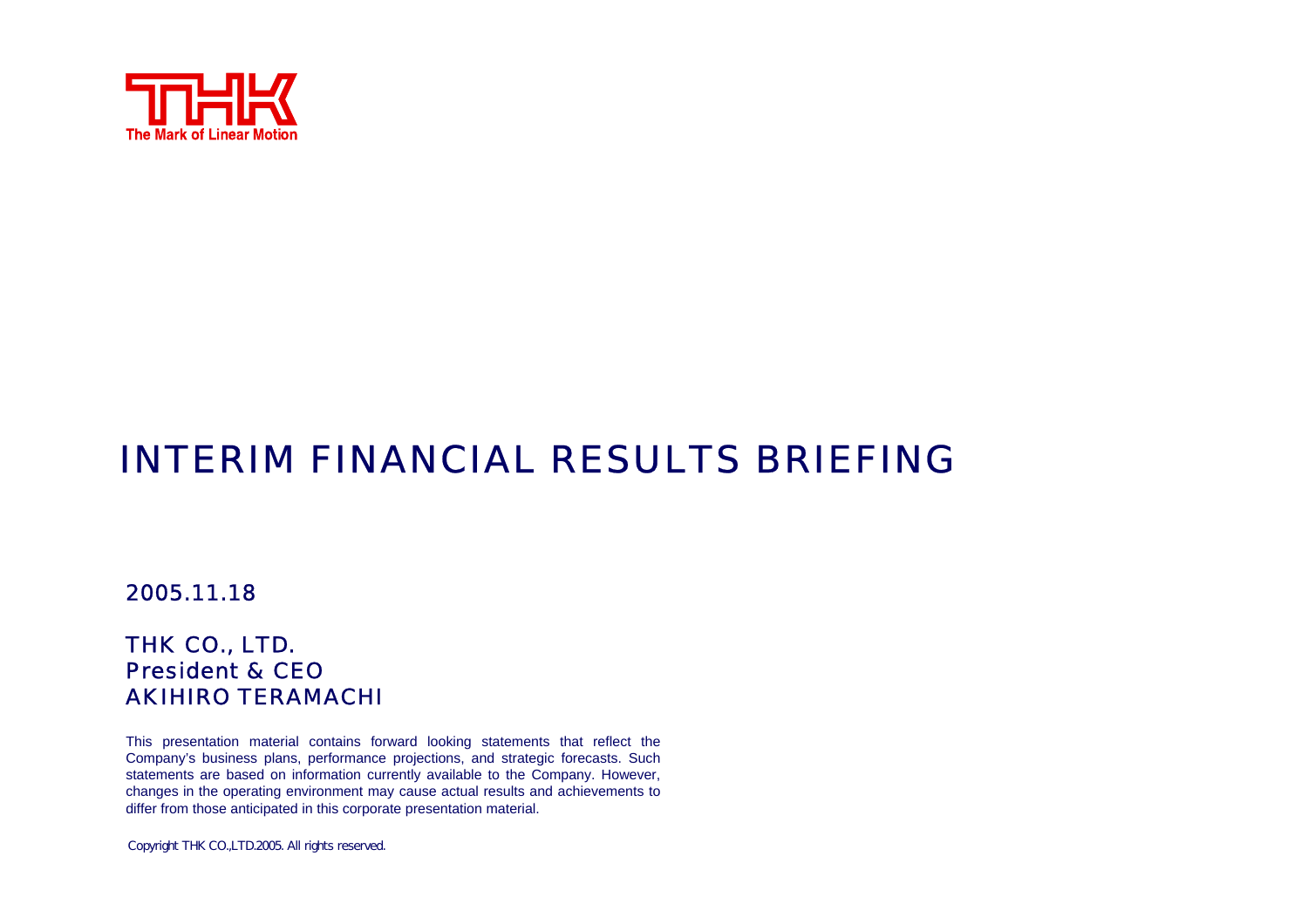THK

The Mark of Linear Motion

# INTERIM FINANCIAL RESULTS BRIEFING

2005.11.18

THK CO., LTD.
President & CEO
AKIHIRO TERAMACHI

This presentation material contains forward looking statements that reflect the Company's business plans, performance projections, and strategic forecasts. Such statements are based on information currently available to the Company. However, changes in the operating environment may cause actual results and achievements to differ from those anticipated in this corporate presentation material.

Copyright THK CO.,LTD.2005. All rights reserved.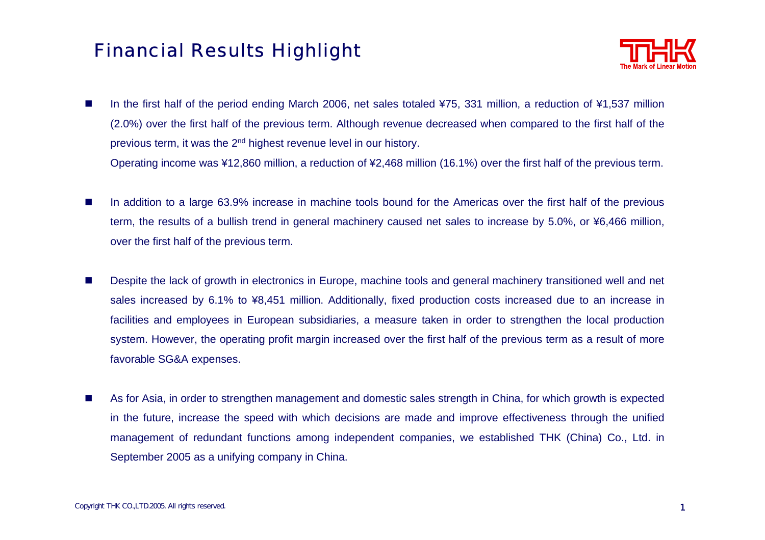# Financial Results Highlight

- In the first half of the period ending March 2006, net sales totaled ¥75, 331 million, a reduction of ¥1,537 million (2.0%) over the first half of the previous term. Although revenue decreased when compared to the first half of the previous term, it was the 2nd highest revenue level in our history.
  Operating income was ¥12,860 million, a reduction of ¥2,468 million (16.1%) over the first half of the previous term.

- In addition to a large 63.9% increase in machine tools bound for the Americas over the first half of the previous term, the results of a bullish trend in general machinery caused net sales to increase by 5.0%, or ¥6,466 million, over the first half of the previous term.

- Despite the lack of growth in electronics in Europe, machine tools and general machinery transitioned well and net sales increased by 6.1% to ¥8,451 million. Additionally, fixed production costs increased due to an increase in facilities and employees in European subsidiaries, a measure taken in order to strengthen the local production system. However, the operating profit margin increased over the first half of the previous term as a result of more favorable SG&A expenses.

- As for Asia, in order to strengthen management and domestic sales strength in China, for which growth is expected in the future, increase the speed with which decisions are made and improve effectiveness through the unified management of redundant functions among independent companies, we established THK (China) Co., Ltd. in September 2005 as a unifying company in China.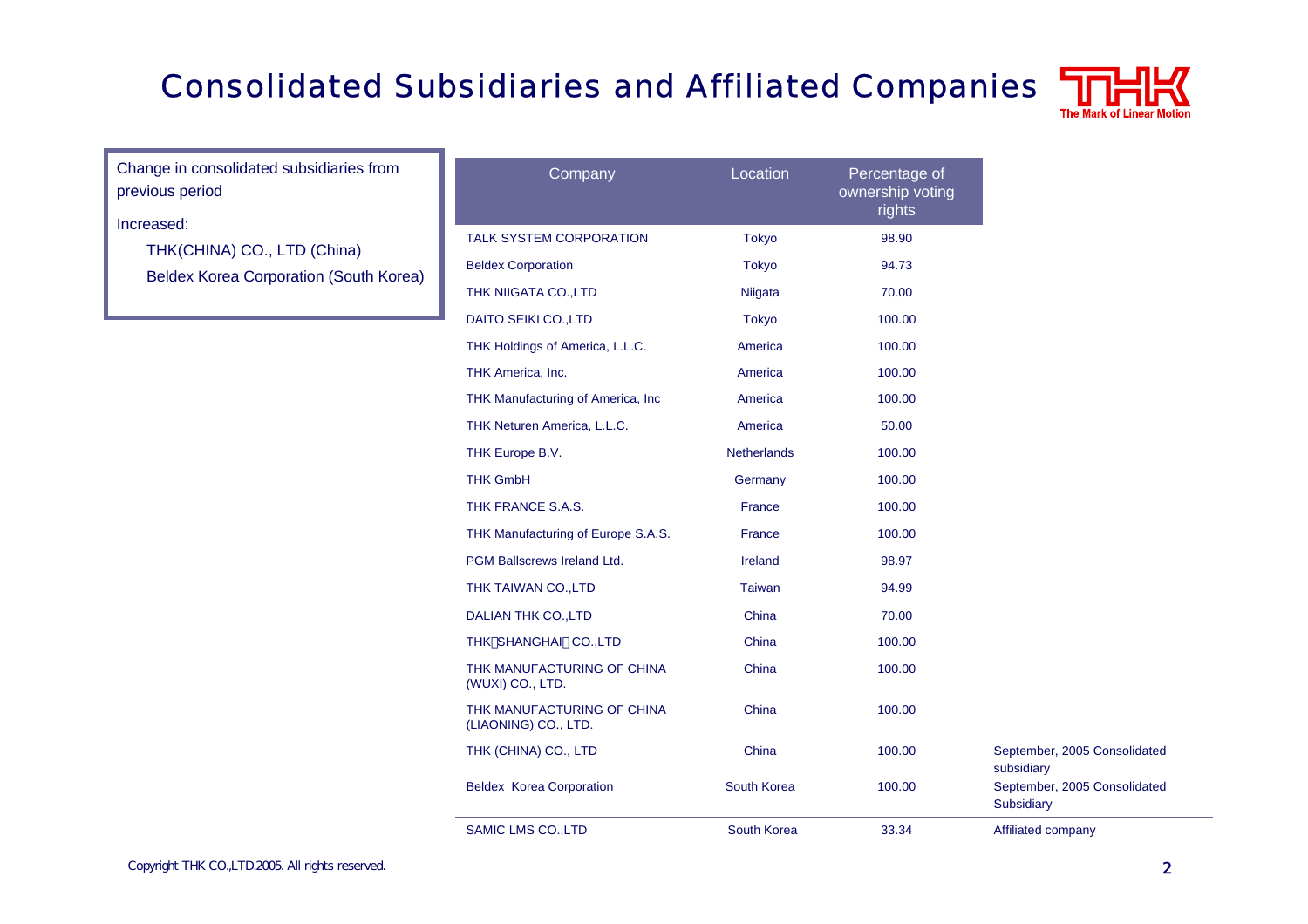# Consolidated Subsidiaries and Affiliated Companies

Change in consolidated subsidiaries from previous period

Increased:

- THK(CHINA) CO., LTD (China)
- Beldex Korea Corporation (South Korea)

| Company | Location | Percentage of ownership voting rights | |
|---|---|---|---|
| TALK SYSTEM CORPORATION | Tokyo | 98.90 | |
| Beldex Corporation | Tokyo | 94.73 | |
| THK NIIGATA CO.,LTD | Niigata | 70.00 | |
| DAITO SEIKI CO.,LTD | Tokyo | 100.00 | |
| THK Holdings of America, L.L.C. | America | 100.00 | |
| THK America, Inc. | America | 100.00 | |
| THK Manufacturing of America, Inc | America | 100.00 | |
| THK Neturen America, L.L.C. | America | 50.00 | |
| THK Europe B.V. | Netherlands | 100.00 | |
| THK GmbH | Germany | 100.00 | |
| THK FRANCE S.A.S. | France | 100.00 | |
| THK Manufacturing of Europe S.A.S. | France | 100.00 | |
| PGM Ballscrews Ireland Ltd. | Ireland | 98.97 | |
| THK TAIWAN CO.,LTD | Taiwan | 94.99 | |
| DALIAN THK CO.,LTD | China | 70.00 | |
| THK（SHANGHAI）CO.,LTD | China | 100.00 | |
| THK MANUFACTURING OF CHINA (WUXI) CO., LTD. | China | 100.00 | |
| THK MANUFACTURING OF CHINA (LIAONING) CO., LTD. | China | 100.00 | |
| THK (CHINA) CO., LTD | China | 100.00 | September, 2005 Consolidated subsidiary |
| Beldex Korea Corporation | South Korea | 100.00 | September, 2005 Consolidated Subsidiary |
| SAMIC LMS CO.,LTD | South Korea | 33.34 | Affiliated company |

Copyright THK CO.,LTD.2005. All rights reserved.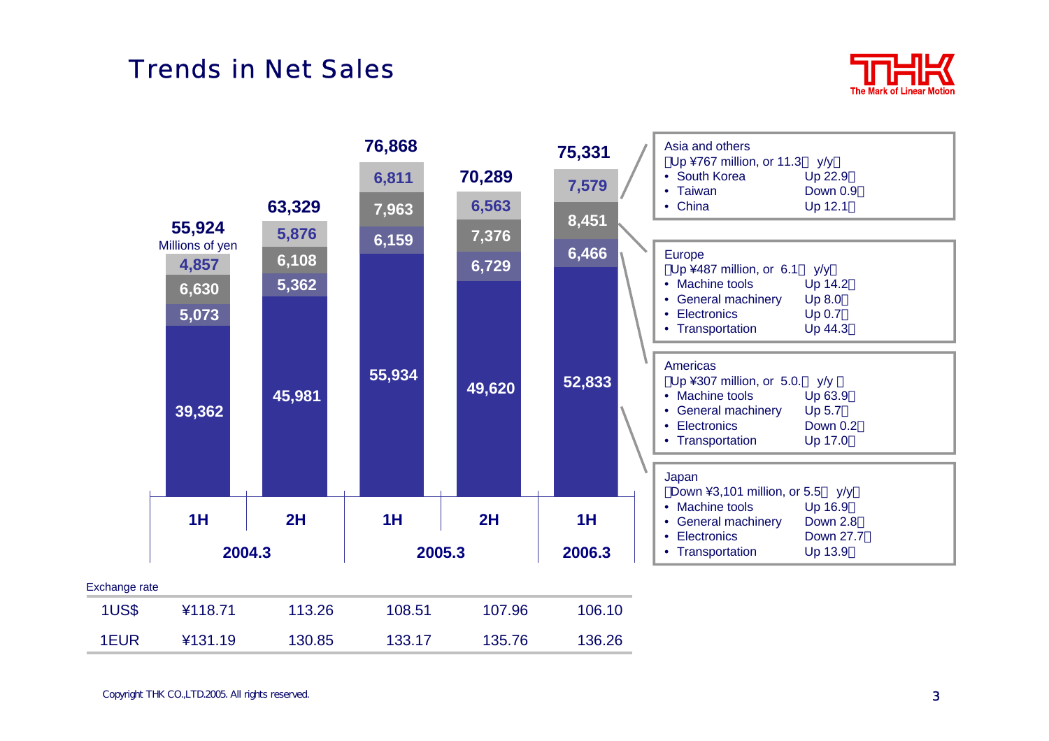# Trends in Net Sales

Millions of yen

| | 2004.3 1H | 2004.3 2H | 2005.3 1H | 2005.3 2H | 2006.3 1H |
|---|---|---|---|---|---|
| Asia and others | 4,857 | 5,876 | 6,811 | 6,563 | 7,579 |
| Europe | 6,630 | 6,108 | 7,963 | 7,376 | 8,451 |
| Americas | 5,073 | 5,362 | 6,159 | 6,729 | 6,466 |
| Japan | 39,362 | 45,981 | 55,934 | 49,620 | 52,833 |
| Total | 55,924 | 63,329 | 76,868 | 70,289 | 75,331 |

**Asia and others**
(Up ¥767 million, or 11.3% y/y)
- South Korea — Up 22.9%
- Taiwan — Down 0.9%
- China — Up 12.1%

**Europe**
(Up ¥487 million, or 6.1% y/y)
- Machine tools — Up 14.2%
- General machinery — Up 8.0%
- Electronics — Up 0.7%
- Transportation — Up 44.3%

**Americas**
(Up ¥307 million, or 5.0% y/y)
- Machine tools — Up 63.9%
- General machinery — Up 5.7%
- Electronics — Down 0.2%
- Transportation — Up 17.0%

**Japan**
(Down ¥3,101 million, or 5.5% y/y)
- Machine tools — Up 16.9%
- General machinery — Down 2.8%
- Electronics — Down 27.7%
- Transportation — Up 13.9%

Exchange rate

| | 2004.3 1H | 2004.3 2H | 2005.3 1H | 2005.3 2H | 2006.3 1H |
|---|---|---|---|---|---|
| 1US$ | ¥118.71 | 113.26 | 108.51 | 107.96 | 106.10 |
| 1EUR | ¥131.19 | 130.85 | 133.17 | 135.76 | 136.26 |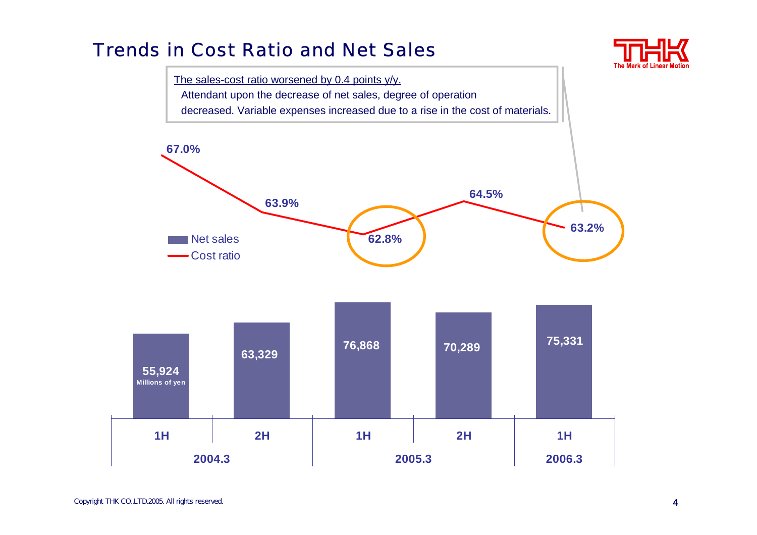# Trends in Cost Ratio and Net Sales

The sales-cost ratio worsened by 0.4 points y/y.

Attendant upon the decrease of net sales, degree of operation decreased. Variable expenses increased due to a rise in the cost of materials.

| | 2004.3 1H | 2004.3 2H | 2005.3 1H | 2005.3 2H | 2006.3 1H |
|---|---|---|---|---|---|
| Net sales (Millions of yen) | 55,924 | 63,329 | 76,868 | 70,289 | 75,331 |
| Cost ratio | 67.0% | 63.9% | 62.8% | 64.5% | 63.2% |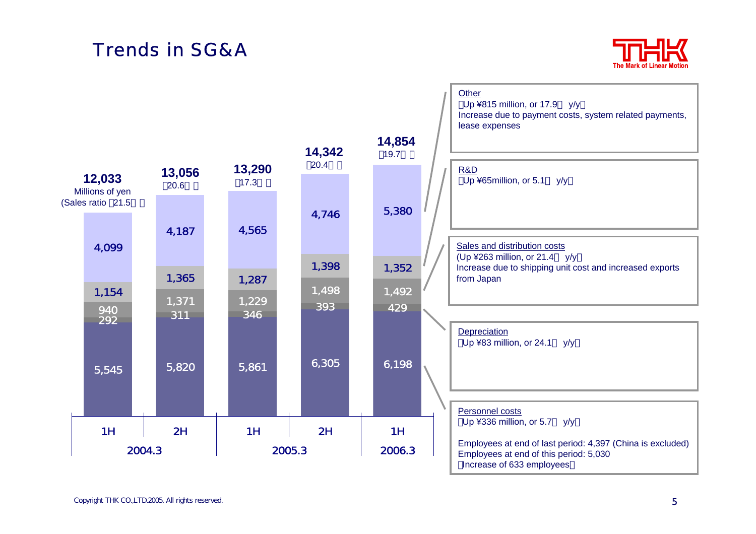# Trends in SG&A

| | 2004.3 1H | 2004.3 2H | 2005.3 1H | 2005.3 2H | 2006.3 1H |
|---|---|---|---|---|---|
| Total (Millions of yen) | 12,033 | 13,056 | 13,290 | 14,342 | 14,854 |
| (Sales ratio) | (21.5%) | (20.6%) | (17.3%) | (20.4%) | (19.7%) |
| Other | 4,099 | 4,187 | 4,565 | 4,746 | 5,380 |
| R&D | 1,154 | 1,365 | 1,287 | 1,398 | 1,352 |
| Sales and distribution costs | 940 | 1,371 | 1,229 | 1,498 | 1,492 |
| Depreciation | 292 | 311 | 346 | 393 | 429 |
| Personnel costs | 5,545 | 5,820 | 5,861 | 6,305 | 6,198 |

**Other**
(Up ¥815 million, or 17.9% y/y)
Increase due to payment costs, system related payments, lease expenses

**R&D**
(Up ¥65million, or 5.1% y/y)

**Sales and distribution costs**
(Up ¥263 million, or 21.4% y/y)
Increase due to shipping unit cost and increased exports from Japan

**Depreciation**
(Up ¥83 million, or 24.1% y/y)

**Personnel costs**
(Up ¥336 million, or 5.7% y/y)

Employees at end of last period: 4,397 (China is excluded)
Employees at end of this period: 5,030
(Increase of 633 employees)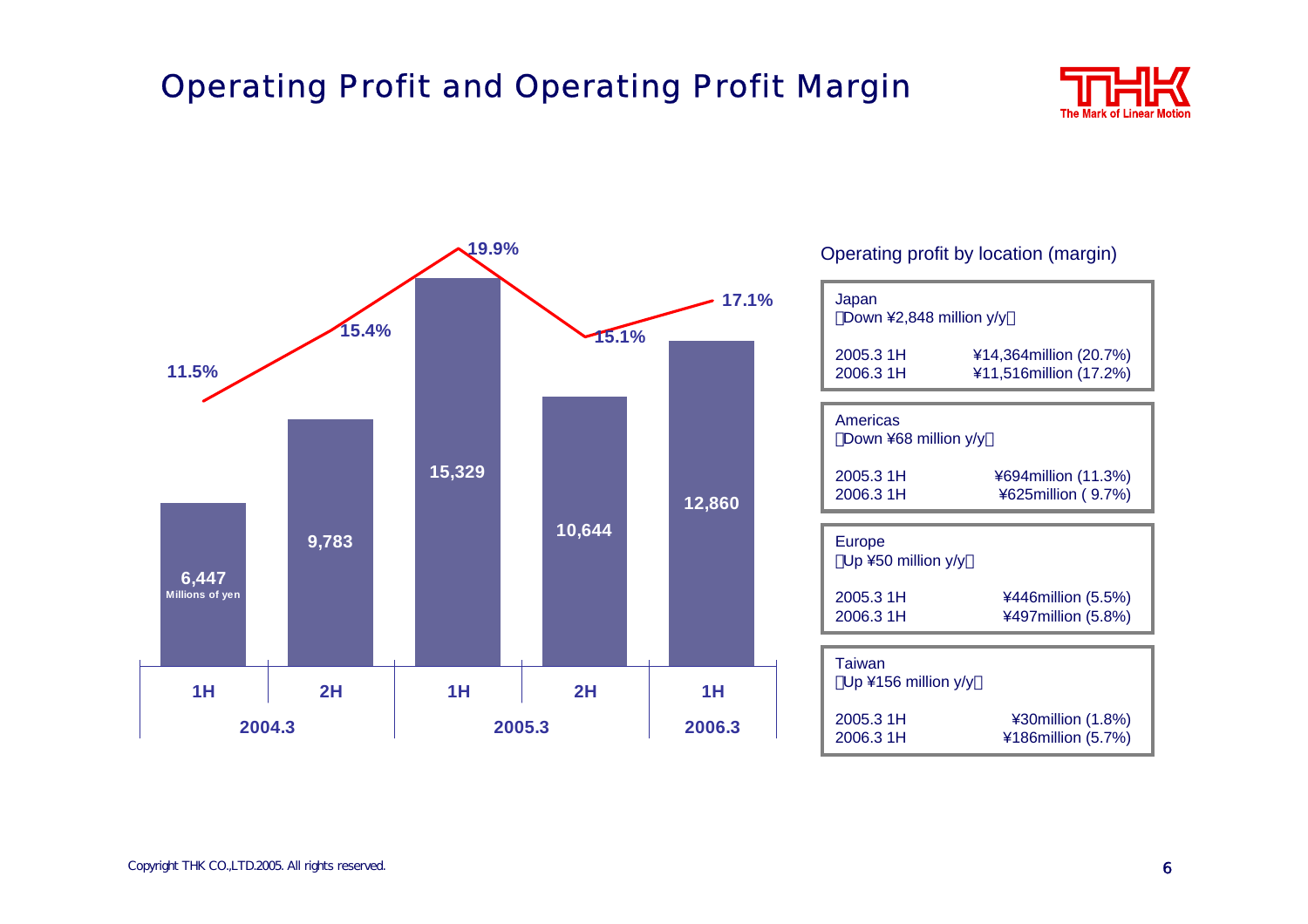# Operating Profit and Operating Profit Margin

| Fiscal year | Half | Operating profit (Millions of yen) | Operating profit margin |
|---|---|---|---|
| 2004.3 | 1H | 6,447 | 11.5% |
| 2004.3 | 2H | 9,783 | 15.4% |
| 2005.3 | 1H | 15,329 | 19.9% |
| 2005.3 | 2H | 10,644 | 15.1% |
| 2006.3 | 1H | 12,860 | 17.1% |

Operating profit by location (margin)

**Japan**
(Down ¥2,848 million y/y)

| | |
|---|---|
| 2005.3 1H | ¥14,364million (20.7%) |
| 2006.3 1H | ¥11,516million (17.2%) |

**Americas**
(Down ¥68 million y/y)

| | |
|---|---|
| 2005.3 1H | ¥694million (11.3%) |
| 2006.3 1H | ¥625million ( 9.7%) |

**Europe**
(Up ¥50 million y/y)

| | |
|---|---|
| 2005.3 1H | ¥446million (5.5%) |
| 2006.3 1H | ¥497million (5.8%) |

**Taiwan**
(Up ¥156 million y/y)

| | |
|---|---|
| 2005.3 1H | ¥30million (1.8%) |
| 2006.3 1H | ¥186million (5.7%) |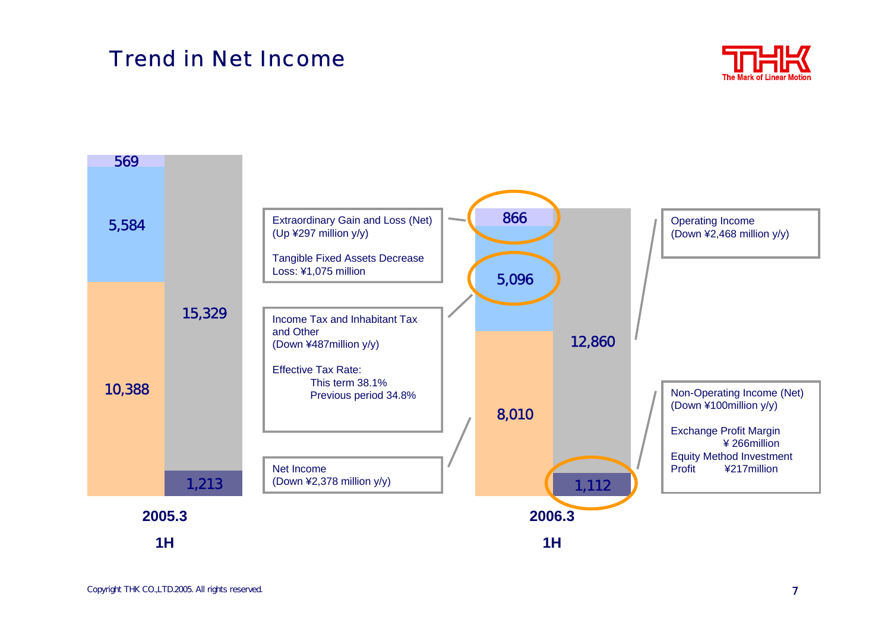# Trend in Net Income

| | 2005.3 1H | 2006.3 1H |
|---|---|---|
| Extraordinary Gain and Loss (Net) | 569 | 866 |
| Income Tax and Inhabitant Tax and Other | 5,584 | 5,096 |
| Net Income | 10,388 | 8,010 |
| Operating Income | 15,329 | 12,860 |
| Non-Operating Income (Net) | 1,213 | 1,112 |

Extraordinary Gain and Loss (Net)
(Up ¥297 million y/y)

Tangible Fixed Assets Decrease Loss: ¥1,075 million

Income Tax and Inhabitant Tax and Other
(Down ¥487million y/y)

Effective Tax Rate:
- This term 38.1%
- Previous period 34.8%

Net Income
(Down ¥2,378 million y/y)

Operating Income
(Down ¥2,468 million y/y)

Non-Operating Income (Net)
(Down ¥100million y/y)

Exchange Profit Margin ¥ 266million
Equity Method Investment Profit ¥217million

Copyright THK CO.,LTD.2005. All rights reserved.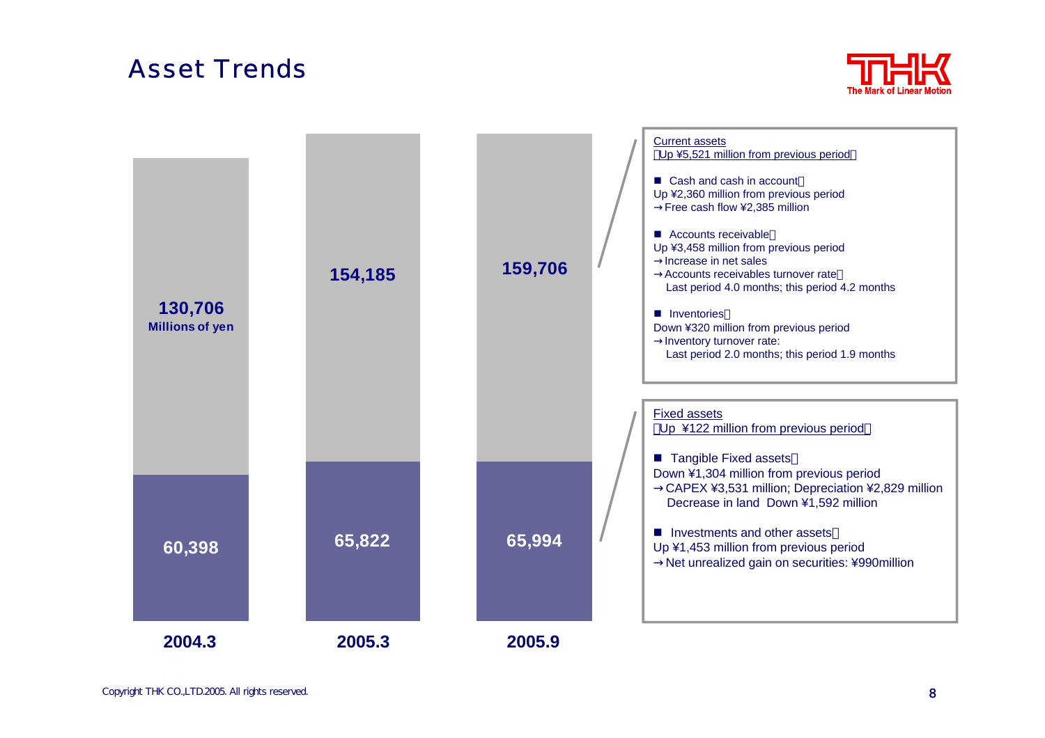# Asset Trends

| | 2004.3 | 2005.3 | 2005.9 |
|---|---|---|---|
| Current assets (Millions of yen) | 130,706 | 154,185 | 159,706 |
| Fixed assets (Millions of yen) | 60,398 | 65,822 | 65,994 |

**Current assets**
(Up ¥5,521 million from previous period)

- Cash and cash in account:
  Up ¥2,360 million from previous period
  →Free cash flow ¥2,385 million
- Accounts receivable:
  Up ¥3,458 million from previous period
  →Increase in net sales
  →Accounts receivables turnover rate:
  Last period 4.0 months; this period 4.2 months
- Inventories:
  Down ¥320 million from previous period
  →Inventory turnover rate:
  Last period 2.0 months; this period 1.9 months

**Fixed assets**
(Up ¥122 million from previous period)

- Tangible Fixed assets:
  Down ¥1,304 million from previous period
  →CAPEX ¥3,531 million; Depreciation ¥2,829 million
  Decrease in land Down ¥1,592 million
- Investments and other assets:
  Up ¥1,453 million from previous period
  →Net unrealized gain on securities: ¥990million

Copyright THK CO.,LTD.2005. All rights reserved.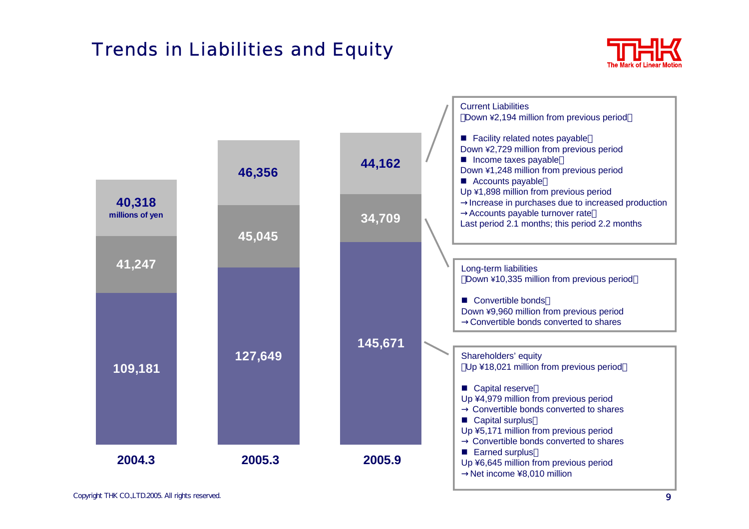# Trends in Liabilities and Equity

(millions of yen)

| | 2004.3 | 2005.3 | 2005.9 |
|---|---|---|---|
| Current Liabilities | 40,318 | 46,356 | 44,162 |
| Long-term liabilities | 41,247 | 45,045 | 34,709 |
| Shareholders' equity | 109,181 | 127,649 | 145,671 |

**Current Liabilities**
(Down ¥2,194 million from previous period)

- Facility related notes payable:
Down ¥2,729 million from previous period
- Income taxes payable:
Down ¥1,248 million from previous period
- Accounts payable:
Up ¥1,898 million from previous period
→Increase in purchases due to increased production
→Accounts payable turnover rate:
Last period 2.1 months; this period 2.2 months

**Long-term liabilities**
(Down ¥10,335 million from previous period)

- Convertible bonds:
Down ¥9,960 million from previous period
→Convertible bonds converted to shares

**Shareholders' equity**
(Up ¥18,021 million from previous period)

- Capital reserve:
Up ¥4,979 million from previous period
→ Convertible bonds converted to shares
- Capital surplus:
Up ¥5,171 million from previous period
→ Convertible bonds converted to shares
- Earned surplus:
Up ¥6,645 million from previous period
→Net income ¥8,010 million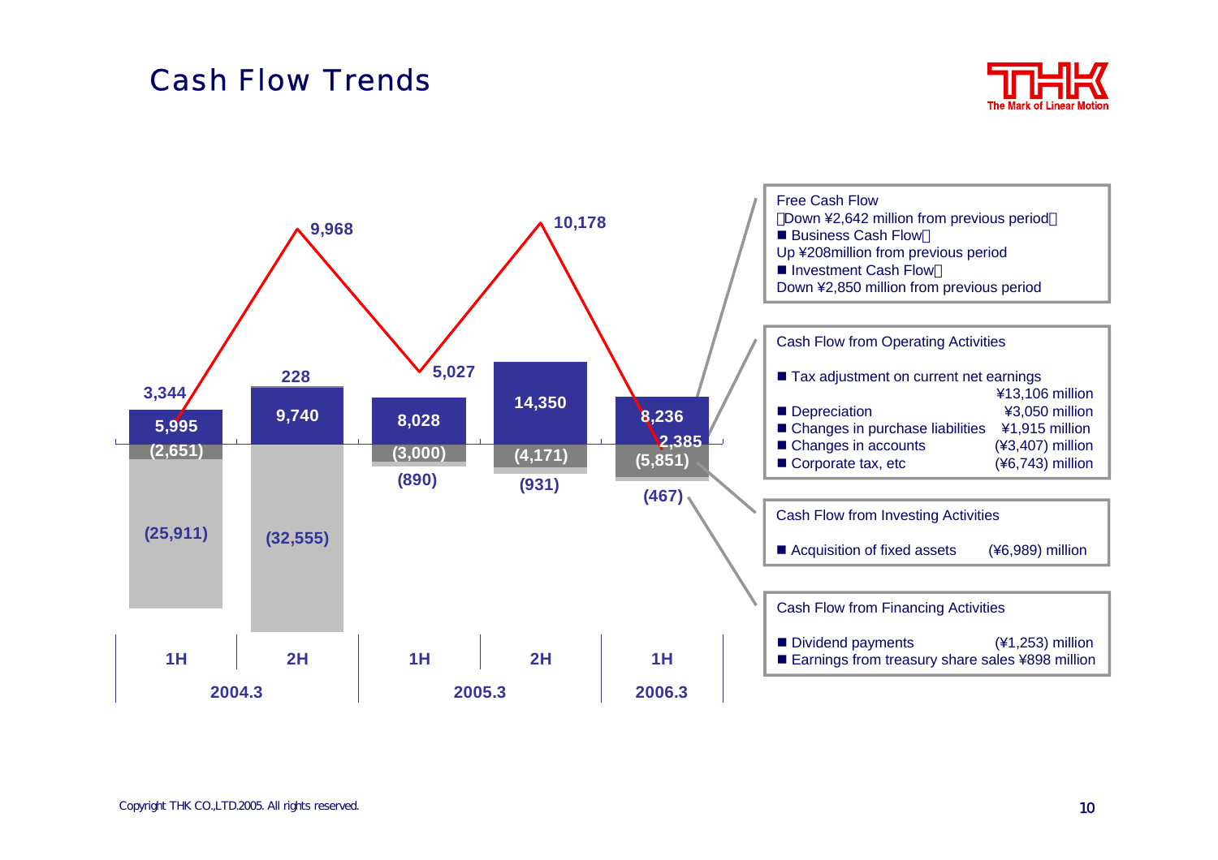# Cash Flow Trends

| | 2004.3 1H | 2004.3 2H | 2005.3 1H | 2005.3 2H | 2006.3 1H |
|---|---|---|---|---|---|
| Free Cash Flow (line) | 3,344 | 9,968 | 5,027 | 10,178 | 2,385 |
| Operating | 5,995 | 9,740 | 8,028 | 14,350 | 8,236 |
| Financing | (2,651) | 228 | (890) | (931) | (467) |
| Investing | (25,911) | (32,555) | (3,000) | (4,171) | (5,851) |

**Free Cash Flow**
（Down ¥2,642 million from previous period）
■ Business Cash Flow：
Up ¥208million from previous period
■ Investment Cash Flow：
Down ¥2,850 million from previous period

**Cash Flow from Operating Activities**

| | |
|---|---|
| ■ Tax adjustment on current net earnings | ¥13,106 million |
| ■ Depreciation | ¥3,050 million |
| ■ Changes in purchase liabilities | ¥1,915 million |
| ■ Changes in accounts | (¥3,407) million |
| ■ Corporate tax, etc | (¥6,743) million |

**Cash Flow from Investing Activities**

| | |
|---|---|
| ■ Acquisition of fixed assets | (¥6,989) million |

**Cash Flow from Financing Activities**

| | |
|---|---|
| ■ Dividend payments | (¥1,253) million |
| ■ Earnings from treasury share sales | ¥898 million |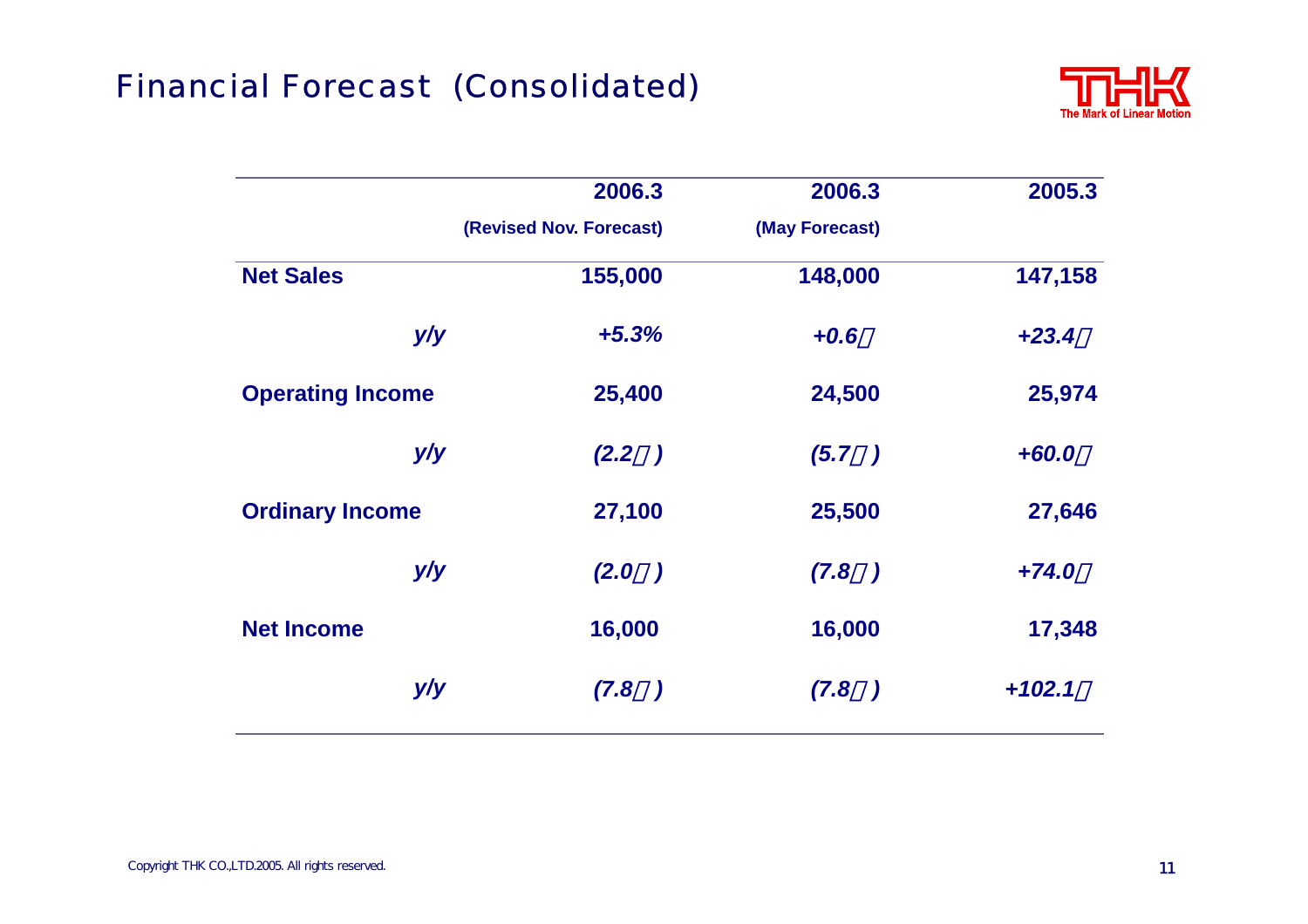# Financial Forecast (Consolidated)

| | 2006.3 (Revised Nov. Forecast) | 2006.3 (May Forecast) | 2005.3 |
|---|---|---|---|
| **Net Sales** | **155,000** | **148,000** | **147,158** |
| *y/y* | *+5.3%* | *+0.6%* | *+23.4%* |
| **Operating Income** | **25,400** | **24,500** | **25,974** |
| *y/y* | *(2.2%)* | *(5.7%)* | *+60.0%* |
| **Ordinary Income** | **27,100** | **25,500** | **27,646** |
| *y/y* | *(2.0%)* | *(7.8%)* | *+74.0%* |
| **Net Income** | **16,000** | **16,000** | **17,348** |
| *y/y* | *(7.8%)* | *(7.8%)* | *+102.1%* |

Copyright THK CO.,LTD.2005. All rights reserved.